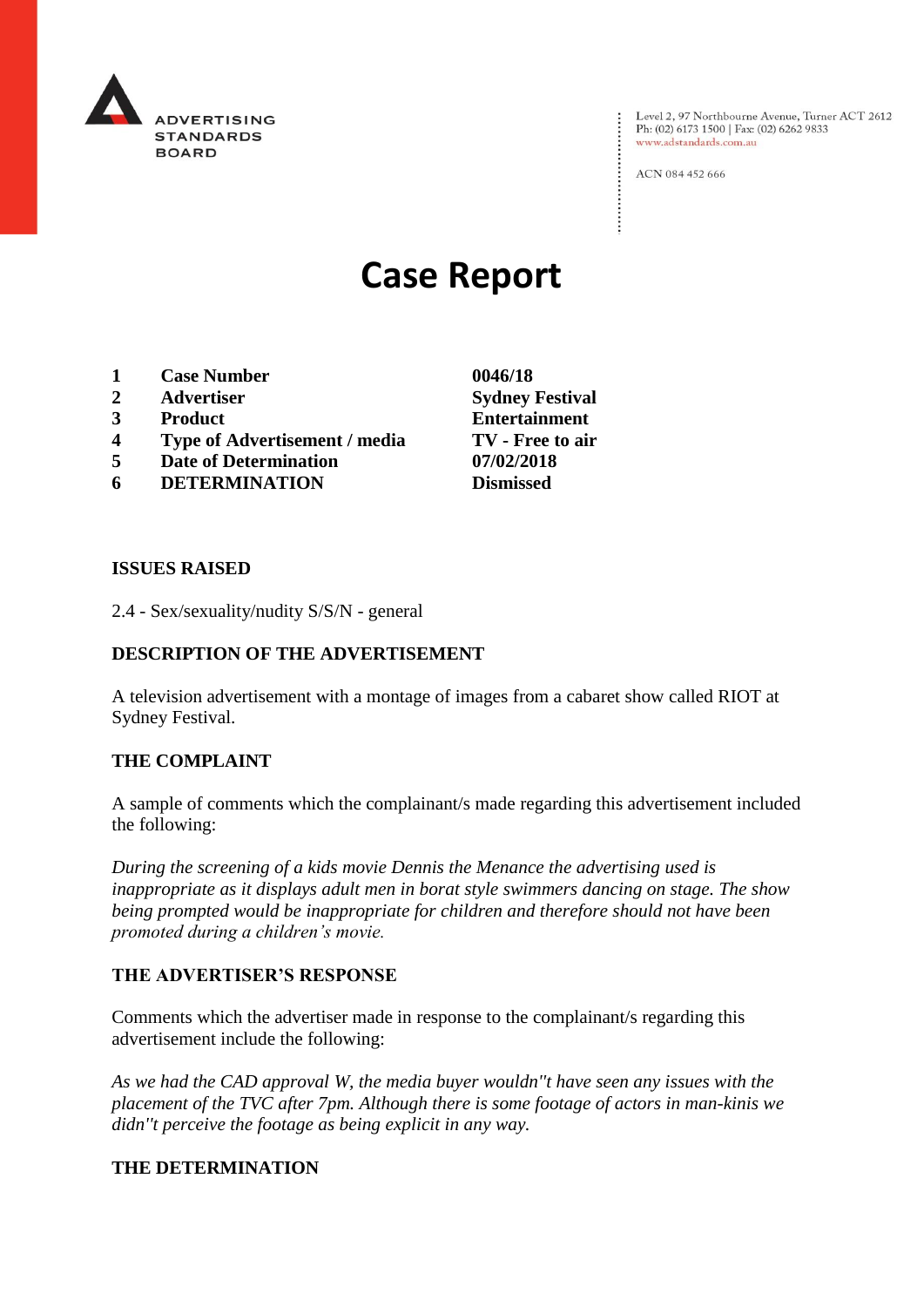ADVERTISING STANDARDS BOARD

Level 2, 97 Northbourne Avenue, Turner ACT 2612
Ph: (02) 6173 1500 | Fax: (02) 6262 9833
www.adstandards.com.au

ACN 084 452 666

# Case Report

| | | |
|---|---|---|
| **1** | **Case Number** | **0046/18** |
| **2** | **Advertiser** | **Sydney Festival** |
| **3** | **Product** | **Entertainment** |
| **4** | **Type of Advertisement / media** | **TV - Free to air** |
| **5** | **Date of Determination** | **07/02/2018** |
| **6** | **DETERMINATION** | **Dismissed** |

**ISSUES RAISED**

2.4 - Sex/sexuality/nudity S/S/N - general

**DESCRIPTION OF THE ADVERTISEMENT**

A television advertisement with a montage of images from a cabaret show called RIOT at Sydney Festival.

**THE COMPLAINT**

A sample of comments which the complainant/s made regarding this advertisement included the following:

*During the screening of a kids movie Dennis the Menance the advertising used is inappropriate as it displays adult men in borat style swimmers dancing on stage. The show being prompted would be inappropriate for children and therefore should not have been promoted during a children's movie.*

**THE ADVERTISER'S RESPONSE**

Comments which the advertiser made in response to the complainant/s regarding this advertisement include the following:

*As we had the CAD approval W, the media buyer wouldn''t have seen any issues with the placement of the TVC after 7pm. Although there is some footage of actors in man-kinis we didn''t perceive the footage as being explicit in any way.*

**THE DETERMINATION**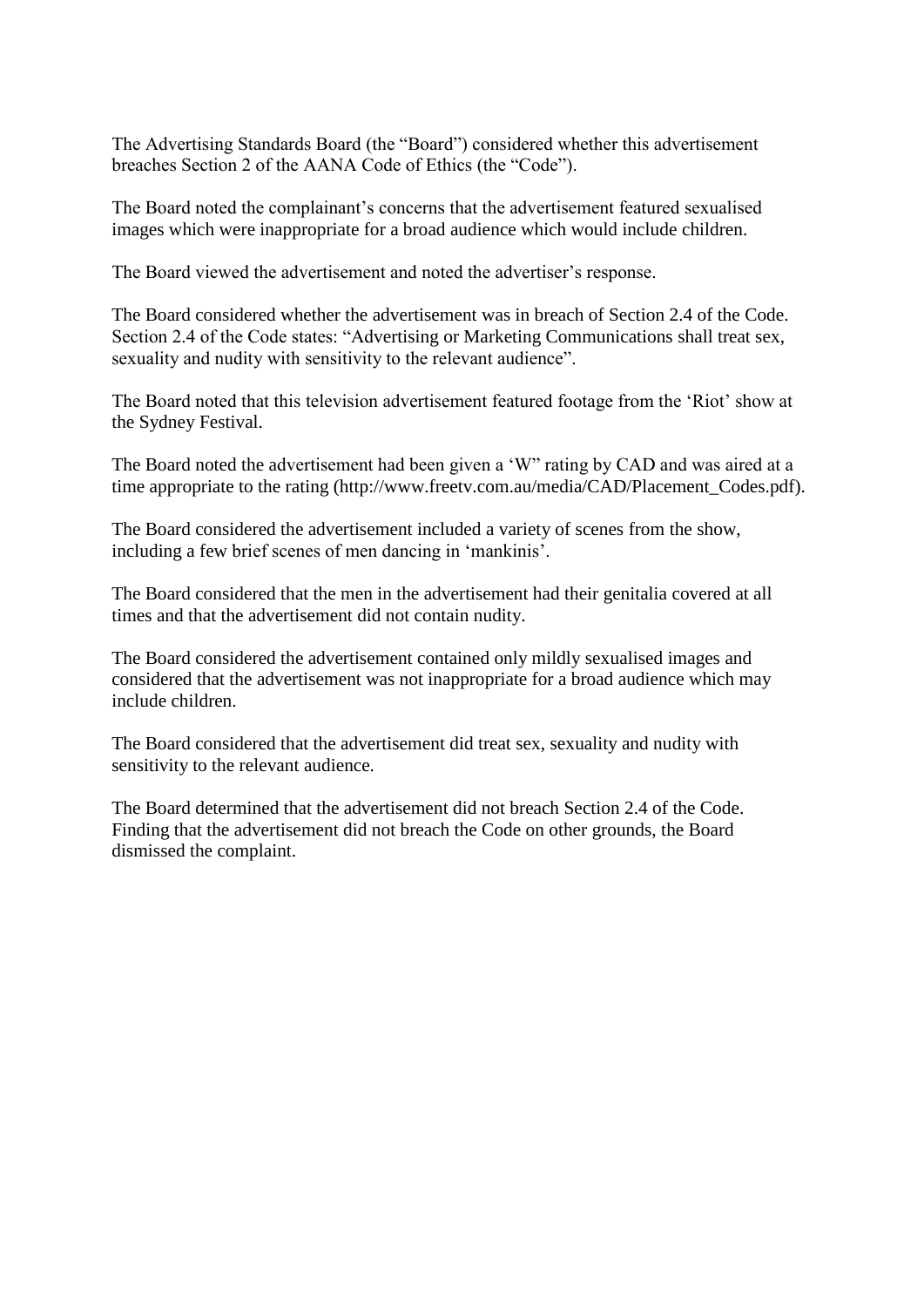The Advertising Standards Board (the "Board") considered whether this advertisement breaches Section 2 of the AANA Code of Ethics (the "Code").

The Board noted the complainant's concerns that the advertisement featured sexualised images which were inappropriate for a broad audience which would include children.

The Board viewed the advertisement and noted the advertiser's response.

The Board considered whether the advertisement was in breach of Section 2.4 of the Code. Section 2.4 of the Code states: "Advertising or Marketing Communications shall treat sex, sexuality and nudity with sensitivity to the relevant audience".

The Board noted that this television advertisement featured footage from the 'Riot' show at the Sydney Festival.

The Board noted the advertisement had been given a 'W" rating by CAD and was aired at a time appropriate to the rating (http://www.freetv.com.au/media/CAD/Placement_Codes.pdf).

The Board considered the advertisement included a variety of scenes from the show, including a few brief scenes of men dancing in 'mankinis'.

The Board considered that the men in the advertisement had their genitalia covered at all times and that the advertisement did not contain nudity.

The Board considered the advertisement contained only mildly sexualised images and considered that the advertisement was not inappropriate for a broad audience which may include children.

The Board considered that the advertisement did treat sex, sexuality and nudity with sensitivity to the relevant audience.

The Board determined that the advertisement did not breach Section 2.4 of the Code. Finding that the advertisement did not breach the Code on other grounds, the Board dismissed the complaint.